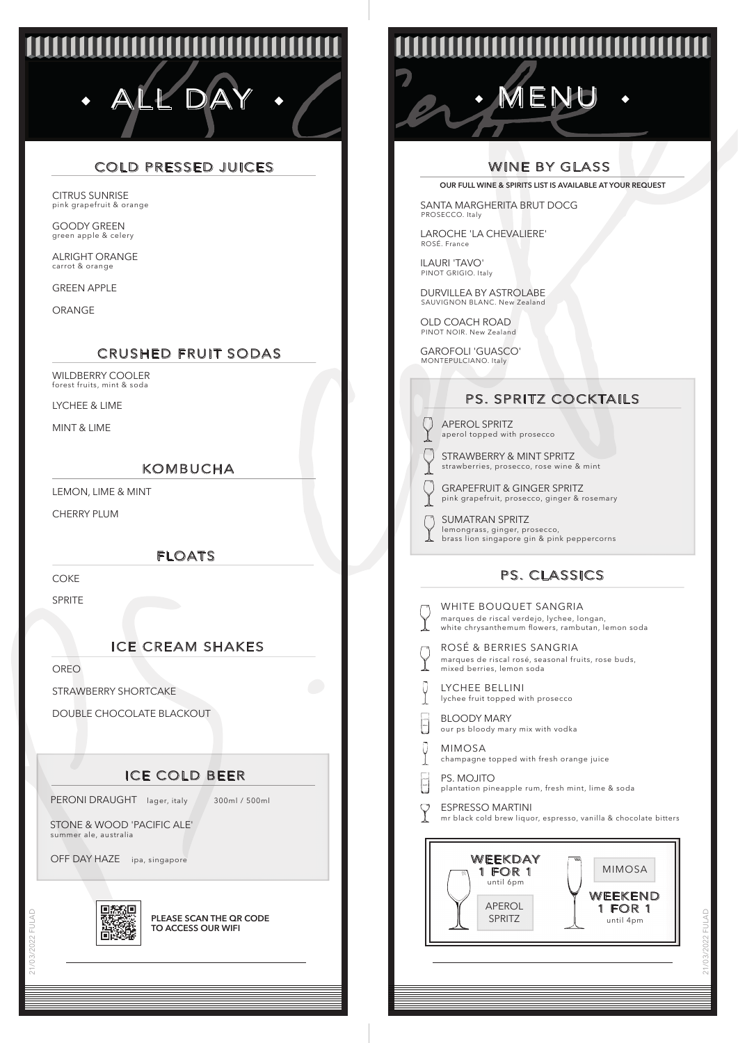# ALL DAY

## COLD PRESSED JUICES

CITRUS SUNRISE
pink grapefruit & orange

GOODY GREEN
green apple & celery

ALRIGHT ORANGE
carrot & orange

GREEN APPLE

ORANGE

## CRUSHED FRUIT SODAS

WILDBERRY COOLER
forest fruits, mint & soda

LYCHEE & LIME

MINT & LIME

## KOMBUCHA

LEMON, LIME & MINT

CHERRY PLUM

## FLOATS

COKE

SPRITE

## ICE CREAM SHAKES

OREO

STRAWBERRY SHORTCAKE

DOUBLE CHOCOLATE BLACKOUT

## ICE COLD BEER

PERONI DRAUGHT lager, italy 300ml / 500ml

STONE & WOOD 'PACIFIC ALE'
summer ale, australia

OFF DAY HAZE ipa, singapore

**PLEASE SCAN THE QR CODE TO ACCESS OUR WIFI**

# MENU

## WINE BY GLASS

**OUR FULL WINE & SPIRITS LIST IS AVAILABLE AT YOUR REQUEST**

SANTA MARGHERITA BRUT DOCG
PROSECCO. Italy

LAROCHE 'LA CHEVALIERE'
ROSÉ. France

ILAURI 'TAVO'
PINOT GRIGIO. Italy

DURVILLEA BY ASTROLABE
SAUVIGNON BLANC. New Zealand

OLD COACH ROAD
PINOT NOIR. New Zealand

GAROFOLI 'GUASCO'
MONTEPULCIANO. Italy

## PS. SPRITZ COCKTAILS

APEROL SPRITZ
aperol topped with prosecco

STRAWBERRY & MINT SPRITZ
strawberries, prosecco, rose wine & mint

GRAPEFRUIT & GINGER SPRITZ
pink grapefruit, prosecco, ginger & rosemary

SUMATRAN SPRITZ
lemongrass, ginger, prosecco,
brass lion singapore gin & pink peppercorns

## PS. CLASSICS

WHITE BOUQUET SANGRIA
marques de riscal verdejo, lychee, longan,
white chrysanthemum flowers, rambutan, lemon soda

ROSÉ & BERRIES SANGRIA
marques de riscal rosé, seasonal fruits, rose buds,
mixed berries, lemon soda

LYCHEE BELLINI
lychee fruit topped with prosecco

BLOODY MARY
our ps bloody mary mix with vodka

MIMOSA
champagne topped with fresh orange juice

PS. MOJITO
plantation pineapple rum, fresh mint, lime & soda

ESPRESSO MARTINI
mr black cold brew liquor, espresso, vanilla & chocolate bitters

**WEEKDAY 1 FOR 1** until 6pm — APEROL SPRITZ

**WEEKEND 1 FOR 1** until 4pm — MIMOSA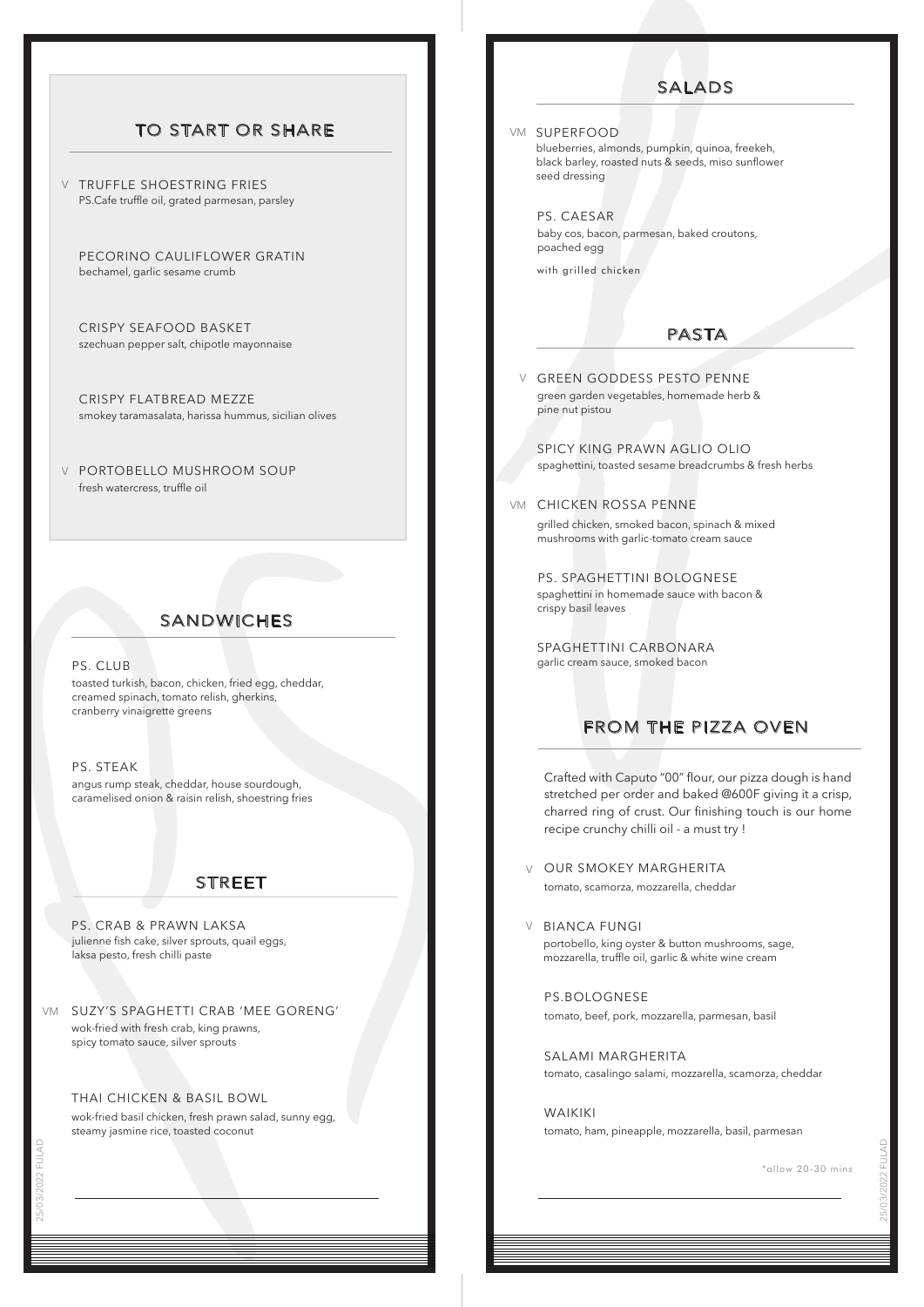## TO START OR SHARE

V TRUFFLE SHOESTRING FRIES
PS.Cafe truffle oil, grated parmesan, parsley

PECORINO CAULIFLOWER GRATIN
bechamel, garlic sesame crumb

CRISPY SEAFOOD BASKET
szechuan pepper salt, chipotle mayonnaise

CRISPY FLATBREAD MEZZE
smokey taramasalata, harissa hummus, sicilian olives

V PORTOBELLO MUSHROOM SOUP
fresh watercress, truffle oil

## SANDWICHES

PS. CLUB
toasted turkish, bacon, chicken, fried egg, cheddar, creamed spinach, tomato relish, gherkins, cranberry vinaigrette greens

PS. STEAK
angus rump steak, cheddar, house sourdough, caramelised onion & raisin relish, shoestring fries

## STREET

PS. CRAB & PRAWN LAKSA
julienne fish cake, silver sprouts, quail eggs, laksa pesto, fresh chilli paste

VM SUZY'S SPAGHETTI CRAB 'MEE GORENG'
wok-fried with fresh crab, king prawns, spicy tomato sauce, silver sprouts

THAI CHICKEN & BASIL BOWL
wok-fried basil chicken, fresh prawn salad, sunny egg, steamy jasmine rice, toasted coconut

## SALADS

VM SUPERFOOD
blueberries, almonds, pumpkin, quinoa, freekeh, black barley, roasted nuts & seeds, miso sunflower seed dressing

PS. CAESAR
baby cos, bacon, parmesan, baked croutons, poached egg

with grilled chicken

## PASTA

V GREEN GODDESS PESTO PENNE
green garden vegetables, homemade herb & pine nut pistou

SPICY KING PRAWN AGLIO OLIO
spaghettini, toasted sesame breadcrumbs & fresh herbs

VM CHICKEN ROSSA PENNE
grilled chicken, smoked bacon, spinach & mixed mushrooms with garlic-tomato cream sauce

PS. SPAGHETTINI BOLOGNESE
spaghettini in homemade sauce with bacon & crispy basil leaves

SPAGHETTINI CARBONARA
garlic cream sauce, smoked bacon

## FROM THE PIZZA OVEN

Crafted with Caputo "00" flour, our pizza dough is hand stretched per order and baked @600F giving it a crisp, charred ring of crust. Our finishing touch is our home recipe crunchy chilli oil - a must try !

V OUR SMOKEY MARGHERITA
tomato, scamorza, mozzarella, cheddar

V BIANCA FUNGI
portobello, king oyster & button mushrooms, sage, mozzarella, truffle oil, garlic & white wine cream

PS.BOLOGNESE
tomato, beef, pork, mozzarella, parmesan, basil

SALAMI MARGHERITA
tomato, casalingo salami, mozzarella, scamorza, cheddar

WAIKIKI
tomato, ham, pineapple, mozzarella, basil, parmesan

*allow 20-30 mins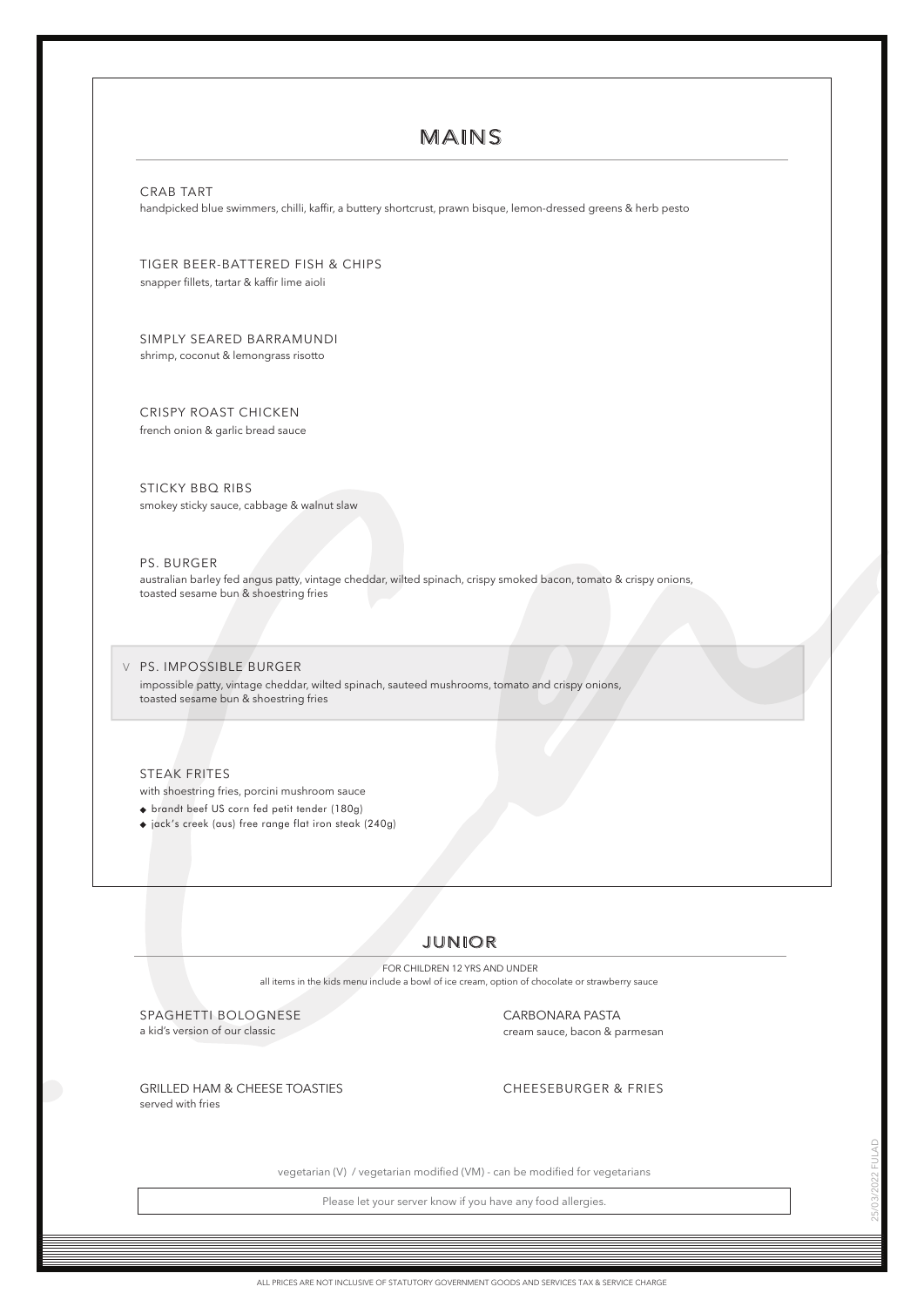# MAINS

CRAB TART
handpicked blue swimmers, chilli, kaffir, a buttery shortcrust, prawn bisque, lemon-dressed greens & herb pesto

TIGER BEER-BATTERED FISH & CHIPS
snapper fillets, tartar & kaffir lime aioli

SIMPLY SEARED BARRAMUNDI
shrimp, coconut & lemongrass risotto

CRISPY ROAST CHICKEN
french onion & garlic bread sauce

STICKY BBQ RIBS
smokey sticky sauce, cabbage & walnut slaw

PS. BURGER
australian barley fed angus patty, vintage cheddar, wilted spinach, crispy smoked bacon, tomato & crispy onions, toasted sesame bun & shoestring fries

V PS. IMPOSSIBLE BURGER
impossible patty, vintage cheddar, wilted spinach, sauteed mushrooms, tomato and crispy onions, toasted sesame bun & shoestring fries

STEAK FRITES
with shoestring fries, porcini mushroom sauce

- brandt beef US corn fed petit tender (180g)
- jack's creek (aus) free range flat iron steak (240g)

# JUNIOR

FOR CHILDREN 12 YRS AND UNDER
all items in the kids menu include a bowl of ice cream, option of chocolate or strawberry sauce

SPAGHETTI BOLOGNESE
a kid's version of our classic

CARBONARA PASTA
cream sauce, bacon & parmesan

GRILLED HAM & CHEESE TOASTIES
served with fries

CHEESEBURGER & FRIES

vegetarian (V) / vegetarian modified (VM) - can be modified for vegetarians

Please let your server know if you have any food allergies.

25/03/2022 FULAD

ALL PRICES ARE NOT INCLUSIVE OF STATUTORY GOVERNMENT GOODS AND SERVICES TAX & SERVICE CHARGE